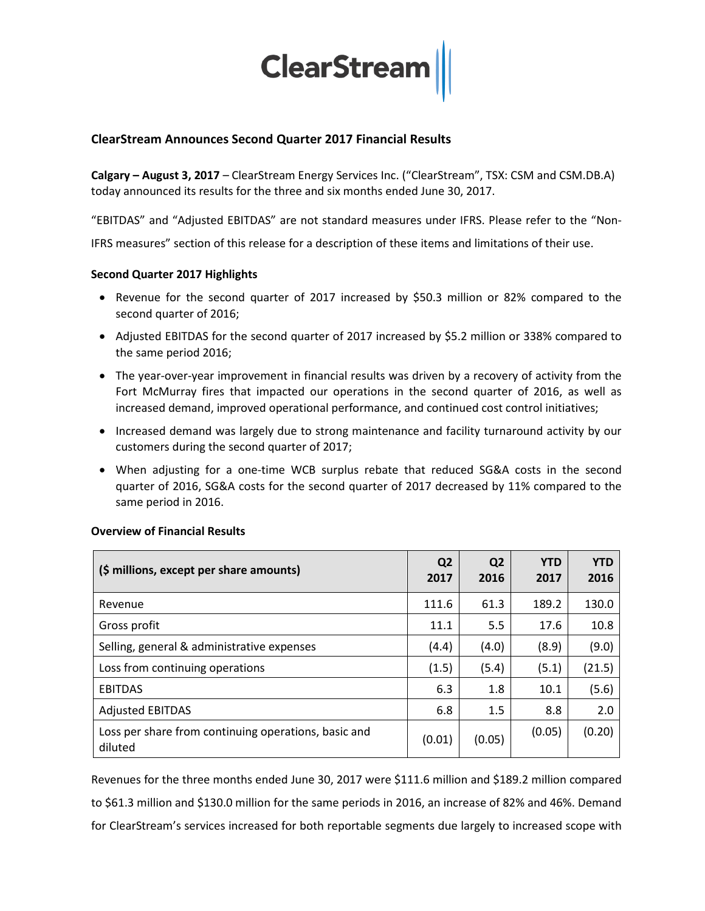ClearStream

## ClearStream Announces Second Quarter 2017 Financial Results

**Calgary – August 3, 2017** – ClearStream Energy Services Inc. ("ClearStream", TSX: CSM and CSM.DB.A) today announced its results for the three and six months ended June 30, 2017.

"EBITDAS" and "Adjusted EBITDAS" are not standard measures under IFRS. Please refer to the "Non-IFRS measures" section of this release for a description of these items and limitations of their use.

### Second Quarter 2017 Highlights

- Revenue for the second quarter of 2017 increased by $50.3 million or 82% compared to the second quarter of 2016;
- Adjusted EBITDAS for the second quarter of 2017 increased by $5.2 million or 338% compared to the same period 2016;
- The year-over-year improvement in financial results was driven by a recovery of activity from the Fort McMurray fires that impacted our operations in the second quarter of 2016, as well as increased demand, improved operational performance, and continued cost control initiatives;
- Increased demand was largely due to strong maintenance and facility turnaround activity by our customers during the second quarter of 2017;
- When adjusting for a one-time WCB surplus rebate that reduced SG&A costs in the second quarter of 2016, SG&A costs for the second quarter of 2017 decreased by 11% compared to the same period in 2016.

### Overview of Financial Results

| ($ millions, except per share amounts) | Q2 2017 | Q2 2016 | YTD 2017 | YTD 2016 |
|---|---|---|---|---|
| Revenue | 111.6 | 61.3 | 189.2 | 130.0 |
| Gross profit | 11.1 | 5.5 | 17.6 | 10.8 |
| Selling, general & administrative expenses | (4.4) | (4.0) | (8.9) | (9.0) |
| Loss from continuing operations | (1.5) | (5.4) | (5.1) | (21.5) |
| EBITDAS | 6.3 | 1.8 | 10.1 | (5.6) |
| Adjusted EBITDAS | 6.8 | 1.5 | 8.8 | 2.0 |
| Loss per share from continuing operations, basic and diluted | (0.01) | (0.05) | (0.05) | (0.20) |

Revenues for the three months ended June 30, 2017 were $111.6 million and $189.2 million compared to $61.3 million and $130.0 million for the same periods in 2016, an increase of 82% and 46%. Demand for ClearStream's services increased for both reportable segments due largely to increased scope with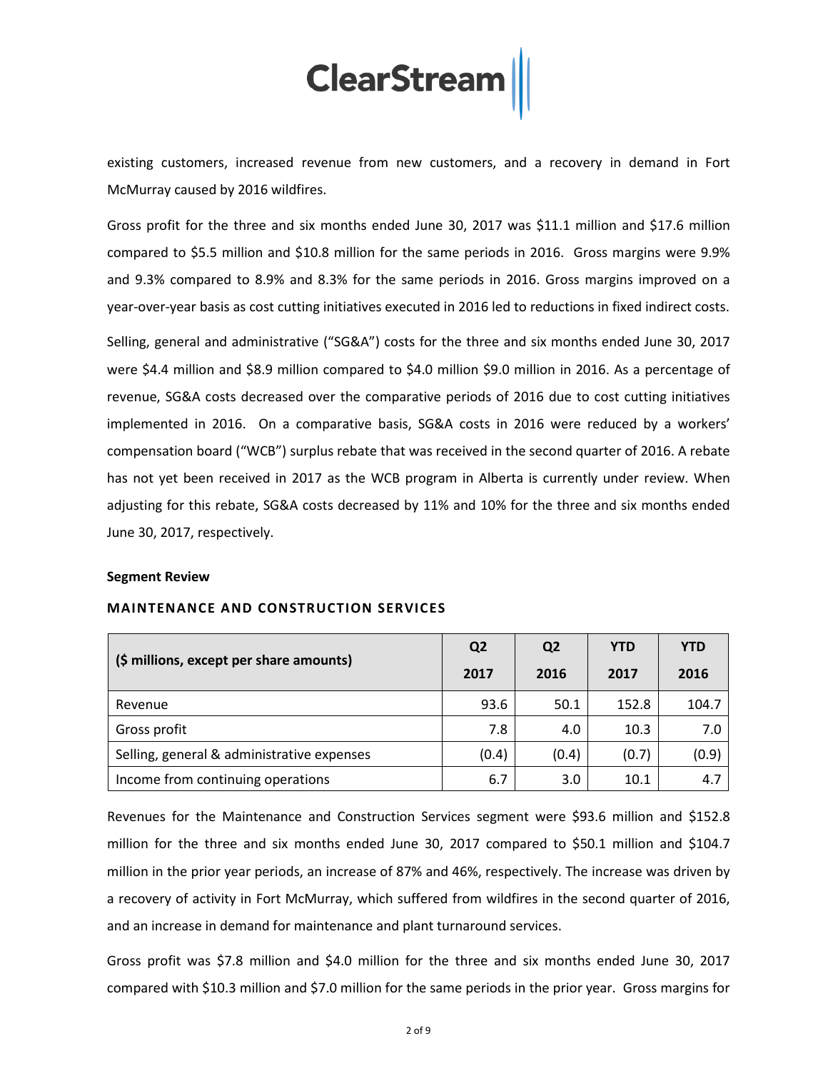existing customers, increased revenue from new customers, and a recovery in demand in Fort McMurray caused by 2016 wildfires.

Gross profit for the three and six months ended June 30, 2017 was $11.1 million and $17.6 million compared to $5.5 million and $10.8 million for the same periods in 2016. Gross margins were 9.9% and 9.3% compared to 8.9% and 8.3% for the same periods in 2016. Gross margins improved on a year-over-year basis as cost cutting initiatives executed in 2016 led to reductions in fixed indirect costs.

Selling, general and administrative ("SG&A") costs for the three and six months ended June 30, 2017 were $4.4 million and $8.9 million compared to $4.0 million $9.0 million in 2016. As a percentage of revenue, SG&A costs decreased over the comparative periods of 2016 due to cost cutting initiatives implemented in 2016. On a comparative basis, SG&A costs in 2016 were reduced by a workers' compensation board ("WCB") surplus rebate that was received in the second quarter of 2016. A rebate has not yet been received in 2017 as the WCB program in Alberta is currently under review. When adjusting for this rebate, SG&A costs decreased by 11% and 10% for the three and six months ended June 30, 2017, respectively.

**Segment Review**

### MAINTENANCE AND CONSTRUCTION SERVICES

| ($ millions, except per share amounts) | Q2 2017 | Q2 2016 | YTD 2017 | YTD 2016 |
|---|---|---|---|---|
| Revenue | 93.6 | 50.1 | 152.8 | 104.7 |
| Gross profit | 7.8 | 4.0 | 10.3 | 7.0 |
| Selling, general & administrative expenses | (0.4) | (0.4) | (0.7) | (0.9) |
| Income from continuing operations | 6.7 | 3.0 | 10.1 | 4.7 |

Revenues for the Maintenance and Construction Services segment were $93.6 million and $152.8 million for the three and six months ended June 30, 2017 compared to $50.1 million and $104.7 million in the prior year periods, an increase of 87% and 46%, respectively. The increase was driven by a recovery of activity in Fort McMurray, which suffered from wildfires in the second quarter of 2016, and an increase in demand for maintenance and plant turnaround services.

Gross profit was $7.8 million and $4.0 million for the three and six months ended June 30, 2017 compared with $10.3 million and $7.0 million for the same periods in the prior year. Gross margins for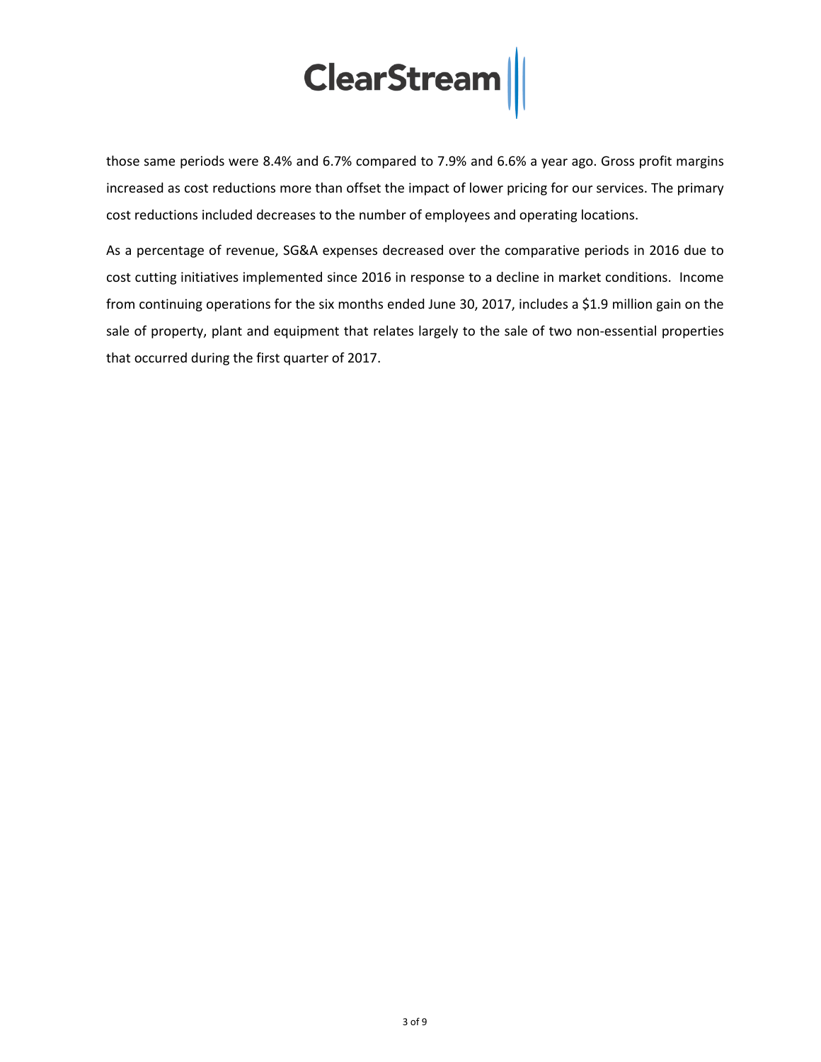those same periods were 8.4% and 6.7% compared to 7.9% and 6.6% a year ago. Gross profit margins increased as cost reductions more than offset the impact of lower pricing for our services. The primary cost reductions included decreases to the number of employees and operating locations.

As a percentage of revenue, SG&A expenses decreased over the comparative periods in 2016 due to cost cutting initiatives implemented since 2016 in response to a decline in market conditions. Income from continuing operations for the six months ended June 30, 2017, includes a $1.9 million gain on the sale of property, plant and equipment that relates largely to the sale of two non-essential properties that occurred during the first quarter of 2017.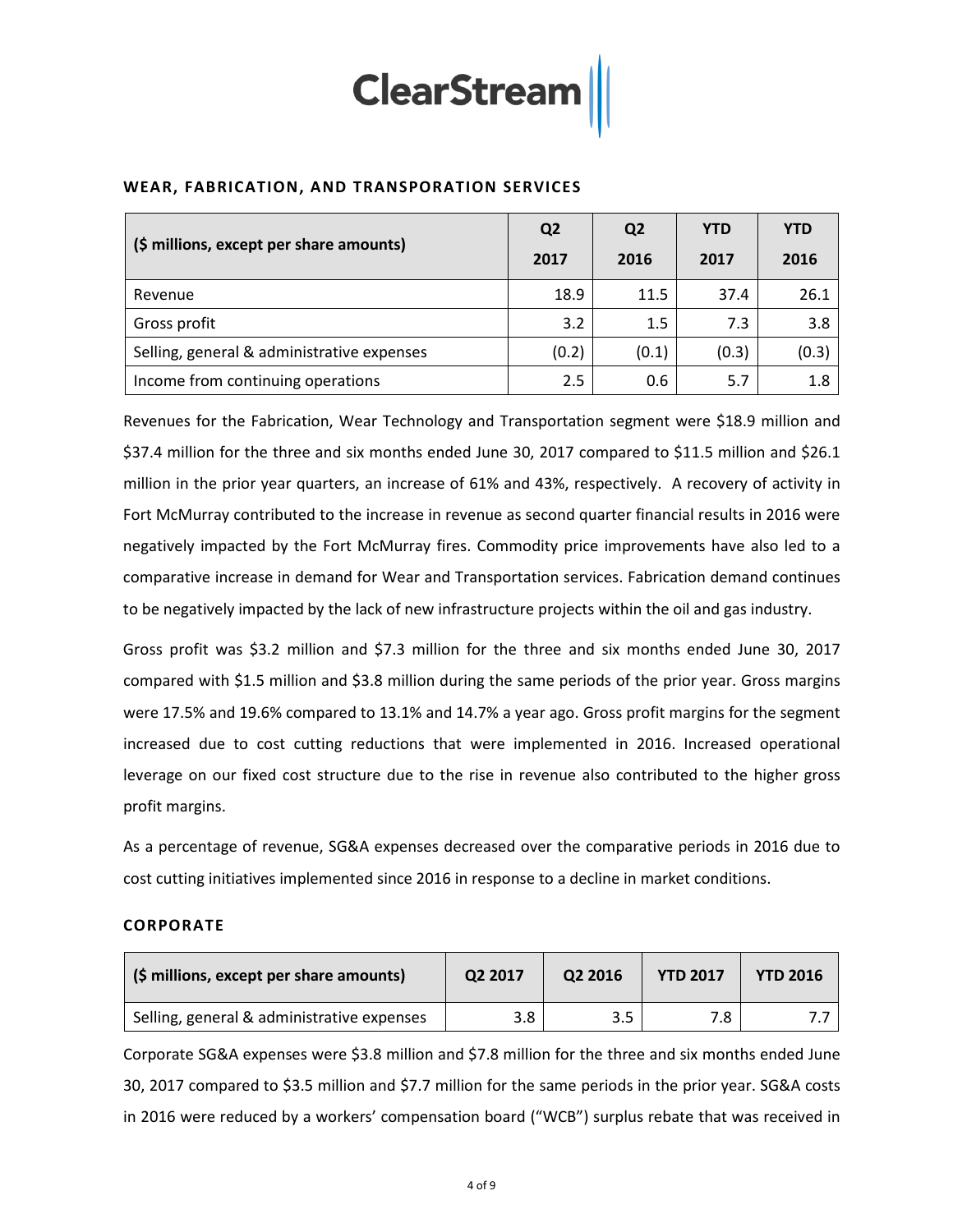## WEAR, FABRICATION, AND TRANSPORATION SERVICES

| ($ millions, except per share amounts) | Q2 2017 | Q2 2016 | YTD 2017 | YTD 2016 |
|---|---|---|---|---|
| Revenue | 18.9 | 11.5 | 37.4 | 26.1 |
| Gross profit | 3.2 | 1.5 | 7.3 | 3.8 |
| Selling, general & administrative expenses | (0.2) | (0.1) | (0.3) | (0.3) |
| Income from continuing operations | 2.5 | 0.6 | 5.7 | 1.8 |

Revenues for the Fabrication, Wear Technology and Transportation segment were $18.9 million and $37.4 million for the three and six months ended June 30, 2017 compared to $11.5 million and $26.1 million in the prior year quarters, an increase of 61% and 43%, respectively. A recovery of activity in Fort McMurray contributed to the increase in revenue as second quarter financial results in 2016 were negatively impacted by the Fort McMurray fires. Commodity price improvements have also led to a comparative increase in demand for Wear and Transportation services. Fabrication demand continues to be negatively impacted by the lack of new infrastructure projects within the oil and gas industry.

Gross profit was $3.2 million and $7.3 million for the three and six months ended June 30, 2017 compared with $1.5 million and $3.8 million during the same periods of the prior year. Gross margins were 17.5% and 19.6% compared to 13.1% and 14.7% a year ago. Gross profit margins for the segment increased due to cost cutting reductions that were implemented in 2016. Increased operational leverage on our fixed cost structure due to the rise in revenue also contributed to the higher gross profit margins.

As a percentage of revenue, SG&A expenses decreased over the comparative periods in 2016 due to cost cutting initiatives implemented since 2016 in response to a decline in market conditions.

## CORPORATE

| ($ millions, except per share amounts) | Q2 2017 | Q2 2016 | YTD 2017 | YTD 2016 |
|---|---|---|---|---|
| Selling, general & administrative expenses | 3.8 | 3.5 | 7.8 | 7.7 |

Corporate SG&A expenses were $3.8 million and $7.8 million for the three and six months ended June 30, 2017 compared to $3.5 million and $7.7 million for the same periods in the prior year. SG&A costs in 2016 were reduced by a workers' compensation board ("WCB") surplus rebate that was received in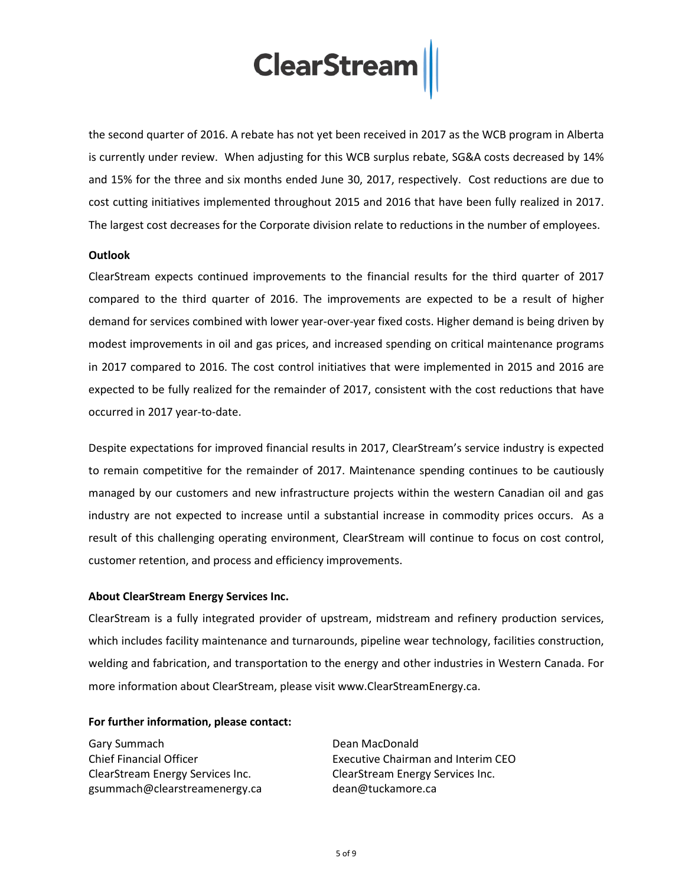the second quarter of 2016. A rebate has not yet been received in 2017 as the WCB program in Alberta is currently under review. When adjusting for this WCB surplus rebate, SG&A costs decreased by 14% and 15% for the three and six months ended June 30, 2017, respectively. Cost reductions are due to cost cutting initiatives implemented throughout 2015 and 2016 that have been fully realized in 2017. The largest cost decreases for the Corporate division relate to reductions in the number of employees.

**Outlook**

ClearStream expects continued improvements to the financial results for the third quarter of 2017 compared to the third quarter of 2016. The improvements are expected to be a result of higher demand for services combined with lower year-over-year fixed costs. Higher demand is being driven by modest improvements in oil and gas prices, and increased spending on critical maintenance programs in 2017 compared to 2016. The cost control initiatives that were implemented in 2015 and 2016 are expected to be fully realized for the remainder of 2017, consistent with the cost reductions that have occurred in 2017 year-to-date.

Despite expectations for improved financial results in 2017, ClearStream's service industry is expected to remain competitive for the remainder of 2017. Maintenance spending continues to be cautiously managed by our customers and new infrastructure projects within the western Canadian oil and gas industry are not expected to increase until a substantial increase in commodity prices occurs. As a result of this challenging operating environment, ClearStream will continue to focus on cost control, customer retention, and process and efficiency improvements.

**About ClearStream Energy Services Inc.**

ClearStream is a fully integrated provider of upstream, midstream and refinery production services, which includes facility maintenance and turnarounds, pipeline wear technology, facilities construction, welding and fabrication, and transportation to the energy and other industries in Western Canada. For more information about ClearStream, please visit www.ClearStreamEnergy.ca.

**For further information, please contact:**

Gary Summach
Chief Financial Officer
ClearStream Energy Services Inc.
gsummach@clearstreamenergy.ca

Dean MacDonald
Executive Chairman and Interim CEO
ClearStream Energy Services Inc.
dean@tuckamore.ca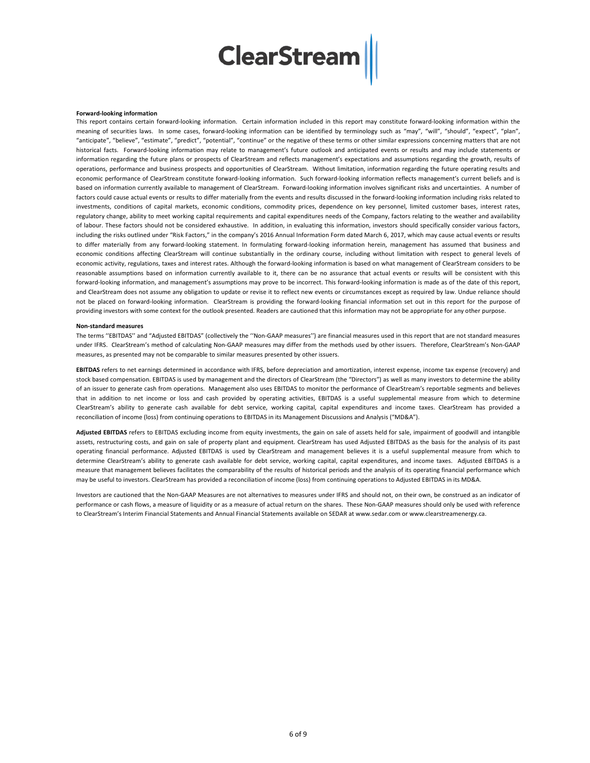**Forward-looking information**

This report contains certain forward-looking information. Certain information included in this report may constitute forward-looking information within the meaning of securities laws. In some cases, forward-looking information can be identified by terminology such as "may", "will", "should", "expect", "plan", "anticipate", "believe", "estimate", "predict", "potential", "continue" or the negative of these terms or other similar expressions concerning matters that are not historical facts. Forward-looking information may relate to management's future outlook and anticipated events or results and may include statements or information regarding the future plans or prospects of ClearStream and reflects management's expectations and assumptions regarding the growth, results of operations, performance and business prospects and opportunities of ClearStream. Without limitation, information regarding the future operating results and economic performance of ClearStream constitute forward-looking information. Such forward-looking information reflects management's current beliefs and is based on information currently available to management of ClearStream. Forward-looking information involves significant risks and uncertainties. A number of factors could cause actual events or results to differ materially from the events and results discussed in the forward-looking information including risks related to investments, conditions of capital markets, economic conditions, commodity prices, dependence on key personnel, limited customer bases, interest rates, regulatory change, ability to meet working capital requirements and capital expenditures needs of the Company, factors relating to the weather and availability of labour. These factors should not be considered exhaustive. In addition, in evaluating this information, investors should specifically consider various factors, including the risks outlined under "Risk Factors," in the company's 2016 Annual Information Form dated March 6, 2017, which may cause actual events or results to differ materially from any forward-looking statement. In formulating forward-looking information herein, management has assumed that business and economic conditions affecting ClearStream will continue substantially in the ordinary course, including without limitation with respect to general levels of economic activity, regulations, taxes and interest rates. Although the forward-looking information is based on what management of ClearStream considers to be reasonable assumptions based on information currently available to it, there can be no assurance that actual events or results will be consistent with this forward-looking information, and management's assumptions may prove to be incorrect. This forward-looking information is made as of the date of this report, and ClearStream does not assume any obligation to update or revise it to reflect new events or circumstances except as required by law. Undue reliance should not be placed on forward-looking information. ClearStream is providing the forward-looking financial information set out in this report for the purpose of providing investors with some context for the outlook presented. Readers are cautioned that this information may not be appropriate for any other purpose.

**Non-standard measures**

The terms ''EBITDAS'' and "Adjusted EBITDAS" (collectively the ''Non-GAAP measures'') are financial measures used in this report that are not standard measures under IFRS. ClearStream's method of calculating Non-GAAP measures may differ from the methods used by other issuers. Therefore, ClearStream's Non-GAAP measures, as presented may not be comparable to similar measures presented by other issuers.

**EBITDAS** refers to net earnings determined in accordance with IFRS, before depreciation and amortization, interest expense, income tax expense (recovery) and stock based compensation. EBITDAS is used by management and the directors of ClearStream (the "Directors") as well as many investors to determine the ability of an issuer to generate cash from operations. Management also uses EBITDAS to monitor the performance of ClearStream's reportable segments and believes that in addition to net income or loss and cash provided by operating activities, EBITDAS is a useful supplemental measure from which to determine ClearStream's ability to generate cash available for debt service, working capital, capital expenditures and income taxes. ClearStream has provided a reconciliation of income (loss) from continuing operations to EBITDAS in its Management Discussions and Analysis ("MD&A").

**Adjusted EBITDAS** refers to EBITDAS excluding income from equity investments, the gain on sale of assets held for sale, impairment of goodwill and intangible assets, restructuring costs, and gain on sale of property plant and equipment. ClearStream has used Adjusted EBITDAS as the basis for the analysis of its past operating financial performance. Adjusted EBITDAS is used by ClearStream and management believes it is a useful supplemental measure from which to determine ClearStream's ability to generate cash available for debt service, working capital, capital expenditures, and income taxes. Adjusted EBITDAS is a measure that management believes facilitates the comparability of the results of historical periods and the analysis of its operating financial performance which may be useful to investors. ClearStream has provided a reconciliation of income (loss) from continuing operations to Adjusted EBITDAS in its MD&A.

Investors are cautioned that the Non-GAAP Measures are not alternatives to measures under IFRS and should not, on their own, be construed as an indicator of performance or cash flows, a measure of liquidity or as a measure of actual return on the shares. These Non-GAAP measures should only be used with reference to ClearStream's Interim Financial Statements and Annual Financial Statements available on SEDAR at www.sedar.com or www.clearstreamenergy.ca.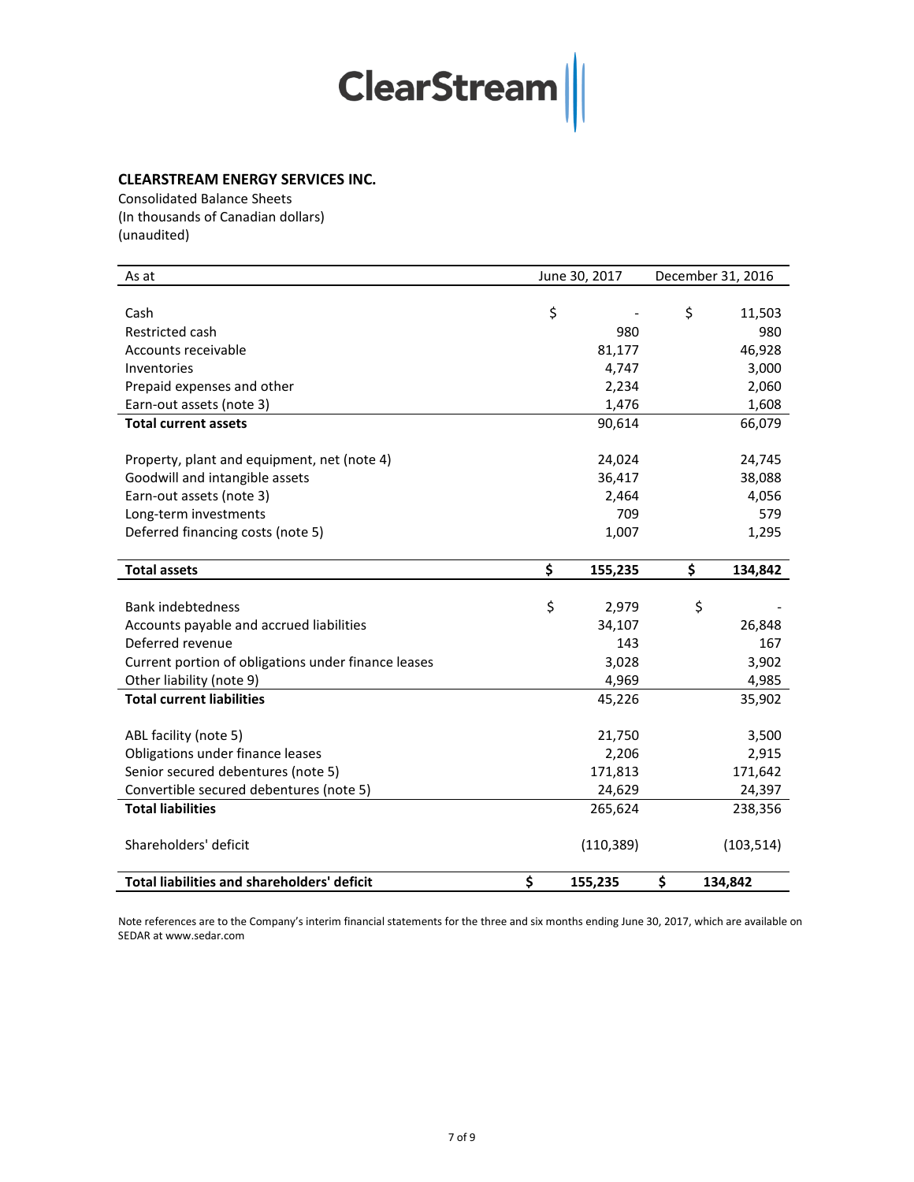**CLEARSTREAM ENERGY SERVICES INC.**

Consolidated Balance Sheets
(In thousands of Canadian dollars)
(unaudited)

| As at | June 30, 2017 | December 31, 2016 |
|---|---|---|
| Cash | $ - | $ 11,503 |
| Restricted cash | 980 | 980 |
| Accounts receivable | 81,177 | 46,928 |
| Inventories | 4,747 | 3,000 |
| Prepaid expenses and other | 2,234 | 2,060 |
| Earn-out assets (note 3) | 1,476 | 1,608 |
| **Total current assets** | 90,614 | 66,079 |
| Property, plant and equipment, net (note 4) | 24,024 | 24,745 |
| Goodwill and intangible assets | 36,417 | 38,088 |
| Earn-out assets (note 3) | 2,464 | 4,056 |
| Long-term investments | 709 | 579 |
| Deferred financing costs (note 5) | 1,007 | 1,295 |
| **Total assets** | **$ 155,235** | **$ 134,842** |
| Bank indebtedness | $ 2,979 | $ - |
| Accounts payable and accrued liabilities | 34,107 | 26,848 |
| Deferred revenue | 143 | 167 |
| Current portion of obligations under finance leases | 3,028 | 3,902 |
| Other liability (note 9) | 4,969 | 4,985 |
| **Total current liabilities** | 45,226 | 35,902 |
| ABL facility (note 5) | 21,750 | 3,500 |
| Obligations under finance leases | 2,206 | 2,915 |
| Senior secured debentures (note 5) | 171,813 | 171,642 |
| Convertible secured debentures (note 5) | 24,629 | 24,397 |
| **Total liabilities** | 265,624 | 238,356 |
| Shareholders' deficit | (110,389) | (103,514) |
| **Total liabilities and shareholders' deficit** | **$ 155,235** | **$ 134,842** |

Note references are to the Company's interim financial statements for the three and six months ending June 30, 2017, which are available on SEDAR at www.sedar.com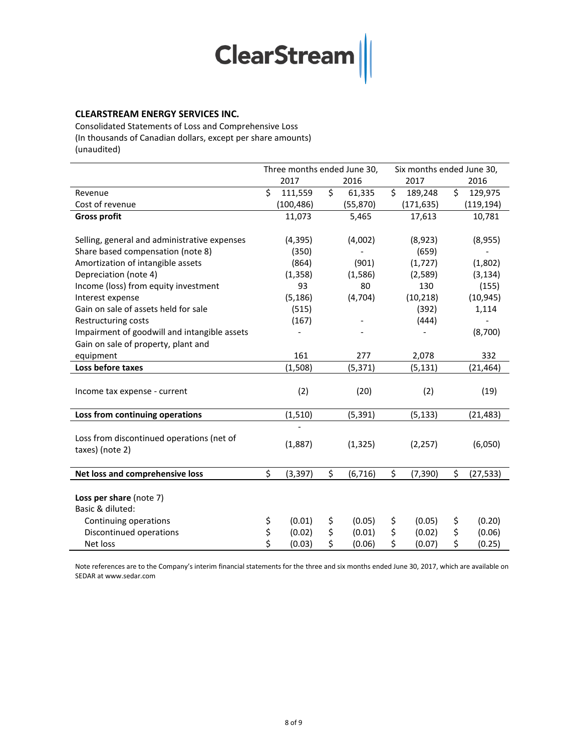**CLEARSTREAM ENERGY SERVICES INC.**

Consolidated Statements of Loss and Comprehensive Loss
(In thousands of Canadian dollars, except per share amounts)
(unaudited)

| | Three months ended June 30, | | Six months ended June 30, | |
|---|---|---|---|---|
| | 2017 | 2016 | 2017 | 2016 |
| Revenue | $ 111,559 | $ 61,335 | $ 189,248 | $ 129,975 |
| Cost of revenue | (100,486) | (55,870) | (171,635) | (119,194) |
| **Gross profit** | 11,073 | 5,465 | 17,613 | 10,781 |
| Selling, general and administrative expenses | (4,395) | (4,002) | (8,923) | (8,955) |
| Share based compensation (note 8) | (350) | - | (659) | - |
| Amortization of intangible assets | (864) | (901) | (1,727) | (1,802) |
| Depreciation (note 4) | (1,358) | (1,586) | (2,589) | (3,134) |
| Income (loss) from equity investment | 93 | 80 | 130 | (155) |
| Interest expense | (5,186) | (4,704) | (10,218) | (10,945) |
| Gain on sale of assets held for sale | (515) | | (392) | 1,114 |
| Restructuring costs | (167) | - | (444) | - |
| Impairment of goodwill and intangible assets | - | - | - | (8,700) |
| Gain on sale of property, plant and equipment | 161 | 277 | 2,078 | 332 |
| **Loss before taxes** | (1,508) | (5,371) | (5,131) | (21,464) |
| Income tax expense - current | (2) | (20) | (2) | (19) |
| **Loss from continuing operations** | (1,510) | (5,391) | (5,133) | (21,483) |
| Loss from discontinued operations (net of taxes) (note 2) | (1,887) | (1,325) | (2,257) | (6,050) |
| **Net loss and comprehensive loss** | $ (3,397) | $ (6,716) | $ (7,390) | $ (27,533) |
| **Loss per share** (note 7) | | | | |
| Basic & diluted: | | | | |
| Continuing operations | $ (0.01) | $ (0.05) | $ (0.05) | $ (0.20) |
| Discontinued operations | $ (0.02) | $ (0.01) | $ (0.02) | $ (0.06) |
| Net loss | $ (0.03) | $ (0.06) | $ (0.07) | $ (0.25) |

Note references are to the Company's interim financial statements for the three and six months ended June 30, 2017, which are available on SEDAR at www.sedar.com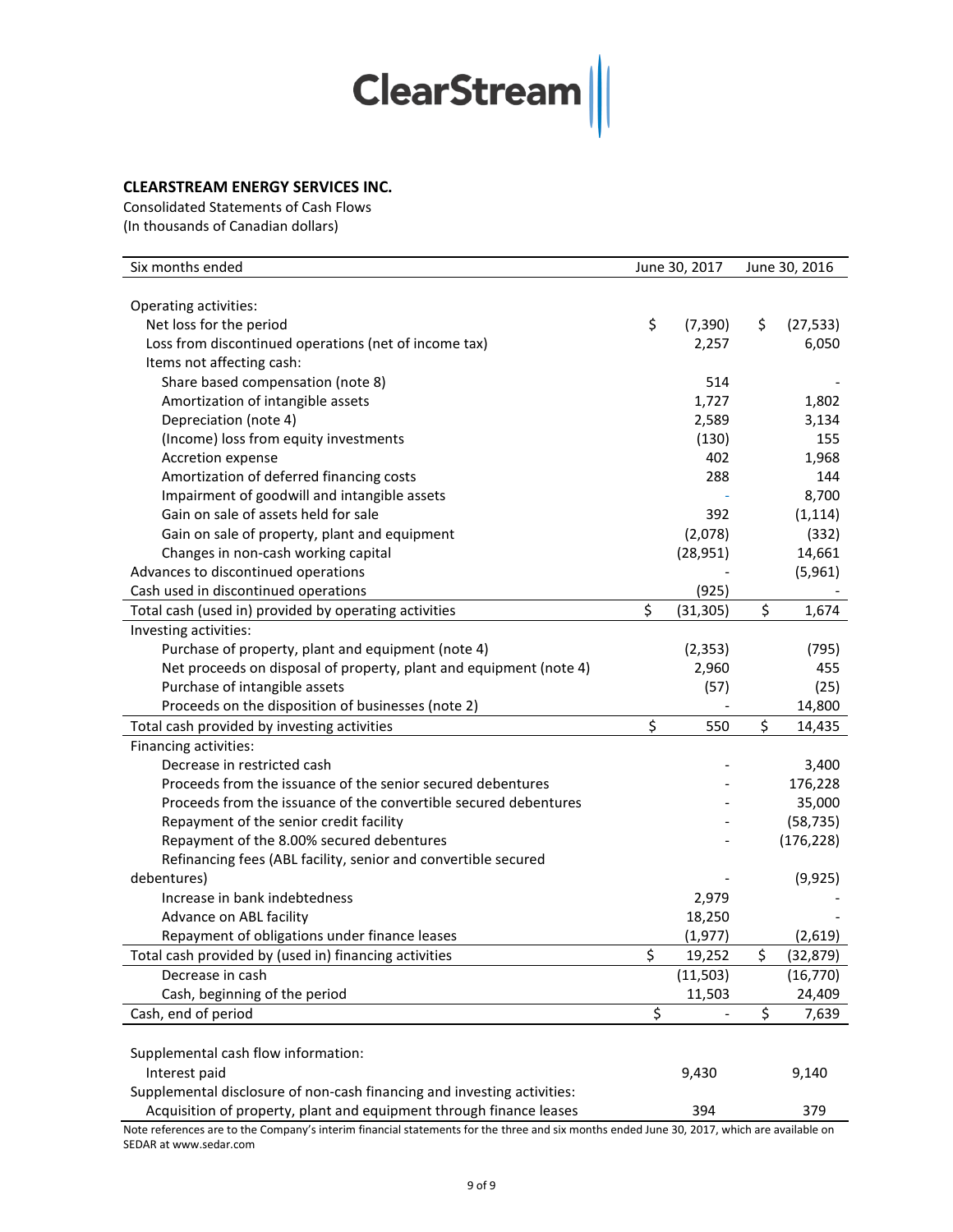ClearStream

**CLEARSTREAM ENERGY SERVICES INC.**

Consolidated Statements of Cash Flows
(In thousands of Canadian dollars)

| Six months ended | June 30, 2017 | June 30, 2016 |
|---|---|---|
| Operating activities: | | |
| Net loss for the period | $ (7,390) | $ (27,533) |
| Loss from discontinued operations (net of income tax) | 2,257 | 6,050 |
| Items not affecting cash: | | |
| Share based compensation (note 8) | 514 | - |
| Amortization of intangible assets | 1,727 | 1,802 |
| Depreciation (note 4) | 2,589 | 3,134 |
| (Income) loss from equity investments | (130) | 155 |
| Accretion expense | 402 | 1,968 |
| Amortization of deferred financing costs | 288 | 144 |
| Impairment of goodwill and intangible assets | - | 8,700 |
| Gain on sale of assets held for sale | 392 | (1,114) |
| Gain on sale of property, plant and equipment | (2,078) | (332) |
| Changes in non-cash working capital | (28,951) | 14,661 |
| Advances to discontinued operations | - | (5,961) |
| Cash used in discontinued operations | (925) | - |
| Total cash (used in) provided by operating activities | $ (31,305) | $ 1,674 |
| Investing activities: | | |
| Purchase of property, plant and equipment (note 4) | (2,353) | (795) |
| Net proceeds on disposal of property, plant and equipment (note 4) | 2,960 | 455 |
| Purchase of intangible assets | (57) | (25) |
| Proceeds on the disposition of businesses (note 2) | - | 14,800 |
| Total cash provided by investing activities | $ 550 | $ 14,435 |
| Financing activities: | | |
| Decrease in restricted cash | - | 3,400 |
| Proceeds from the issuance of the senior secured debentures | - | 176,228 |
| Proceeds from the issuance of the convertible secured debentures | - | 35,000 |
| Repayment of the senior credit facility | - | (58,735) |
| Repayment of the 8.00% secured debentures | - | (176,228) |
| Refinancing fees (ABL facility, senior and convertible secured debentures) | - | (9,925) |
| Increase in bank indebtedness | 2,979 | - |
| Advance on ABL facility | 18,250 | - |
| Repayment of obligations under finance leases | (1,977) | (2,619) |
| Total cash provided by (used in) financing activities | $ 19,252 | $ (32,879) |
| Decrease in cash | (11,503) | (16,770) |
| Cash, beginning of the period | 11,503 | 24,409 |
| Cash, end of period | $ - | $ 7,639 |
| | | |
| Supplemental cash flow information: | | |
| Interest paid | 9,430 | 9,140 |
| Supplemental disclosure of non-cash financing and investing activities: | | |
| Acquisition of property, plant and equipment through finance leases | 394 | 379 |

Note references are to the Company's interim financial statements for the three and six months ended June 30, 2017, which are available on SEDAR at www.sedar.com